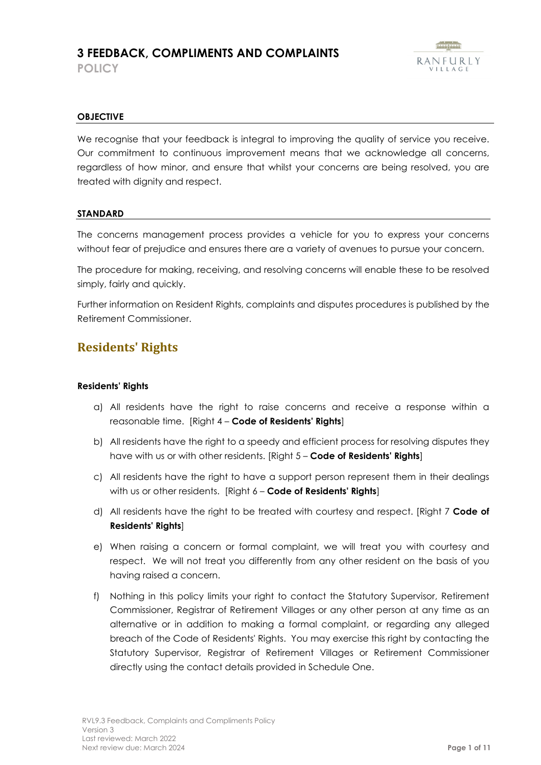# 3 FEEDBACK, COMPLIMENTS AND COMPLAINTS

**POLICY**

### OBJECTIVE

We recognise that your feedback is integral to improving the quality of service you receive. Our commitment to continuous improvement means that we acknowledge all concerns, regardless of how minor, and ensure that whilst your concerns are being resolved, you are treated with dignity and respect.

### STANDARD

The concerns management process provides a vehicle for you to express your concerns without fear of prejudice and ensures there are a variety of avenues to pursue your concern.

The procedure for making, receiving, and resolving concerns will enable these to be resolved simply, fairly and quickly.

Further information on Resident Rights, complaints and disputes procedures is published by the Retirement Commissioner.

## Residents' Rights

**Residents' Rights**

a) All residents have the right to raise concerns and receive a response within a reasonable time. [Right 4 – **Code of Residents' Rights**]

b) All residents have the right to a speedy and efficient process for resolving disputes they have with us or with other residents. [Right 5 – **Code of Residents' Rights**]

c) All residents have the right to have a support person represent them in their dealings with us or other residents. [Right 6 – **Code of Residents' Rights**]

d) All residents have the right to be treated with courtesy and respect. [Right 7 **Code of Residents' Rights**]

e) When raising a concern or formal complaint, we will treat you with courtesy and respect. We will not treat you differently from any other resident on the basis of you having raised a concern.

f) Nothing in this policy limits your right to contact the Statutory Supervisor, Retirement Commissioner, Registrar of Retirement Villages or any other person at any time as an alternative or in addition to making a formal complaint, or regarding any alleged breach of the Code of Residents' Rights. You may exercise this right by contacting the Statutory Supervisor, Registrar of Retirement Villages or Retirement Commissioner directly using the contact details provided in Schedule One.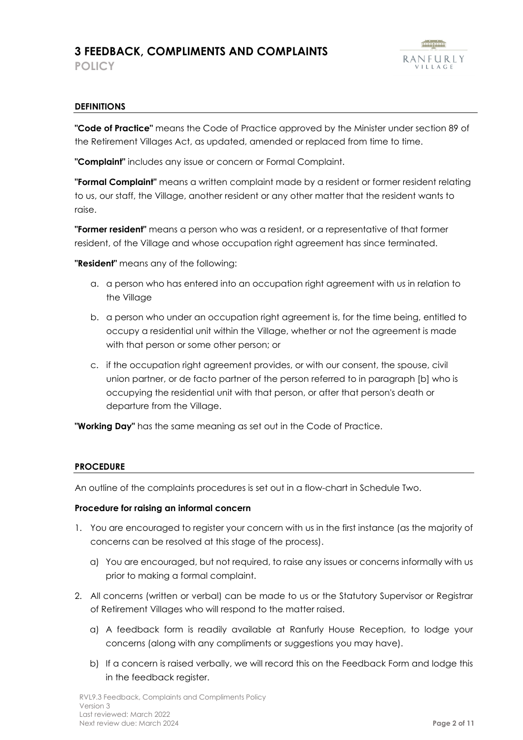# 3 FEEDBACK, COMPLIMENTS AND COMPLAINTS POLICY

## DEFINITIONS

**"Code of Practice"** means the Code of Practice approved by the Minister under section 89 of the Retirement Villages Act, as updated, amended or replaced from time to time.

**"Complaint"** includes any issue or concern or Formal Complaint.

**"Formal Complaint"** means a written complaint made by a resident or former resident relating to us, our staff, the Village, another resident or any other matter that the resident wants to raise.

**"Former resident"** means a person who was a resident, or a representative of that former resident, of the Village and whose occupation right agreement has since terminated.

**"Resident"** means any of the following:

a. a person who has entered into an occupation right agreement with us in relation to the Village

b. a person who under an occupation right agreement is, for the time being, entitled to occupy a residential unit within the Village, whether or not the agreement is made with that person or some other person; or

c. if the occupation right agreement provides, or with our consent, the spouse, civil union partner, or de facto partner of the person referred to in paragraph [b] who is occupying the residential unit with that person, or after that person's death or departure from the Village.

**"Working Day"** has the same meaning as set out in the Code of Practice.

## PROCEDURE

An outline of the complaints procedures is set out in a flow-chart in Schedule Two.

**Procedure for raising an informal concern**

1. You are encouraged to register your concern with us in the first instance (as the majority of concerns can be resolved at this stage of the process).
   a) You are encouraged, but not required, to raise any issues or concerns informally with us prior to making a formal complaint.
2. All concerns (written or verbal) can be made to us or the Statutory Supervisor or Registrar of Retirement Villages who will respond to the matter raised.
   a) A feedback form is readily available at Ranfurly House Reception, to lodge your concerns (along with any compliments or suggestions you may have).
   b) If a concern is raised verbally, we will record this on the Feedback Form and lodge this in the feedback register.

RVL9.3 Feedback, Complaints and Compliments Policy
Version 3
Last reviewed: March 2022
Next review due: March 2024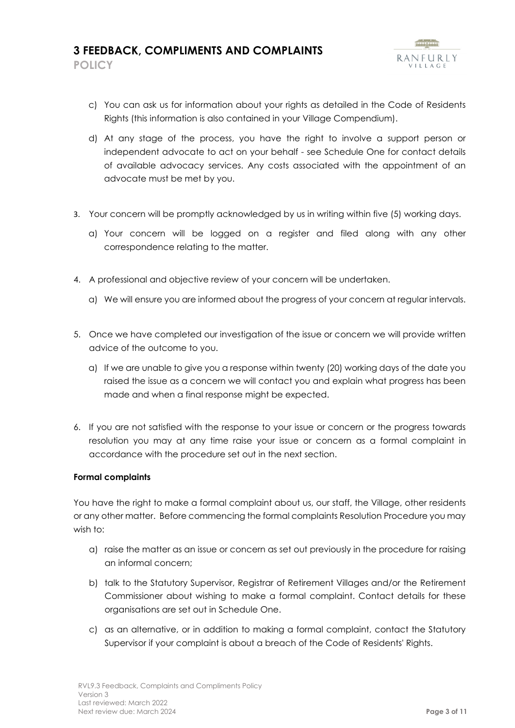c) You can ask us for information about your rights as detailed in the Code of Residents Rights (this information is also contained in your Village Compendium).

d) At any stage of the process, you have the right to involve a support person or independent advocate to act on your behalf - see Schedule One for contact details of available advocacy services. Any costs associated with the appointment of an advocate must be met by you.

3. Your concern will be promptly acknowledged by us in writing within five (5) working days.

   a) Your concern will be logged on a register and filed along with any other correspondence relating to the matter.

4. A professional and objective review of your concern will be undertaken.

   a) We will ensure you are informed about the progress of your concern at regular intervals.

5. Once we have completed our investigation of the issue or concern we will provide written advice of the outcome to you.

   a) If we are unable to give you a response within twenty (20) working days of the date you raised the issue as a concern we will contact you and explain what progress has been made and when a final response might be expected.

6. If you are not satisfied with the response to your issue or concern or the progress towards resolution you may at any time raise your issue or concern as a formal complaint in accordance with the procedure set out in the next section.

**Formal complaints**

You have the right to make a formal complaint about us, our staff, the Village, other residents or any other matter. Before commencing the formal complaints Resolution Procedure you may wish to:

a) raise the matter as an issue or concern as set out previously in the procedure for raising an informal concern;

b) talk to the Statutory Supervisor, Registrar of Retirement Villages and/or the Retirement Commissioner about wishing to make a formal complaint. Contact details for these organisations are set out in Schedule One.

c) as an alternative, or in addition to making a formal complaint, contact the Statutory Supervisor if your complaint is about a breach of the Code of Residents' Rights.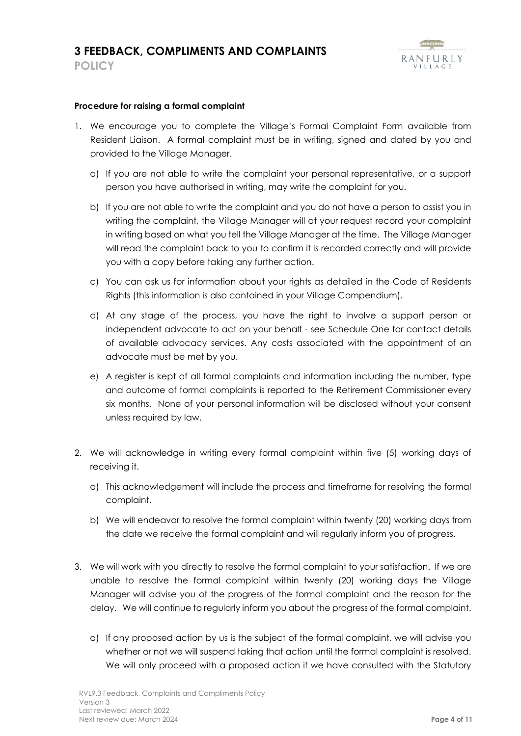**Procedure for raising a formal complaint**

1. We encourage you to complete the Village's Formal Complaint Form available from Resident Liaison. A formal complaint must be in writing, signed and dated by you and provided to the Village Manager.

   a) If you are not able to write the complaint your personal representative, or a support person you have authorised in writing, may write the complaint for you.

   b) If you are not able to write the complaint and you do not have a person to assist you in writing the complaint, the Village Manager will at your request record your complaint in writing based on what you tell the Village Manager at the time. The Village Manager will read the complaint back to you to confirm it is recorded correctly and will provide you with a copy before taking any further action.

   c) You can ask us for information about your rights as detailed in the Code of Residents Rights (this information is also contained in your Village Compendium).

   d) At any stage of the process, you have the right to involve a support person or independent advocate to act on your behalf - see Schedule One for contact details of available advocacy services. Any costs associated with the appointment of an advocate must be met by you.

   e) A register is kept of all formal complaints and information including the number, type and outcome of formal complaints is reported to the Retirement Commissioner every six months. None of your personal information will be disclosed without your consent unless required by law.

2. We will acknowledge in writing every formal complaint within five (5) working days of receiving it.

   a) This acknowledgement will include the process and timeframe for resolving the formal complaint.

   b) We will endeavor to resolve the formal complaint within twenty (20) working days from the date we receive the formal complaint and will regularly inform you of progress.

3. We will work with you directly to resolve the formal complaint to your satisfaction. If we are unable to resolve the formal complaint within twenty (20) working days the Village Manager will advise you of the progress of the formal complaint and the reason for the delay. We will continue to regularly inform you about the progress of the formal complaint.

   a) If any proposed action by us is the subject of the formal complaint, we will advise you whether or not we will suspend taking that action until the formal complaint is resolved. We will only proceed with a proposed action if we have consulted with the Statutory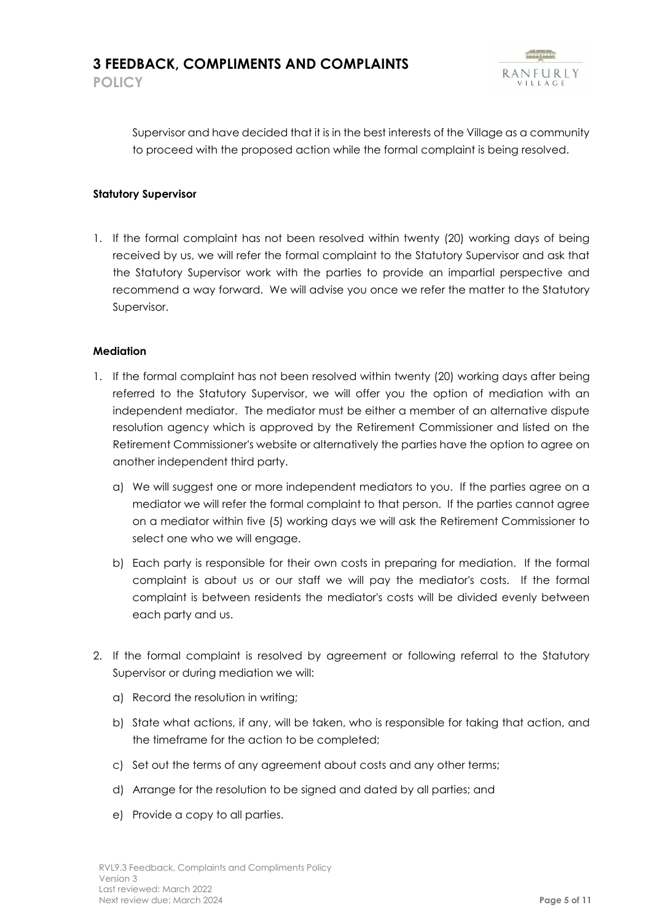Supervisor and have decided that it is in the best interests of the Village as a community to proceed with the proposed action while the formal complaint is being resolved.

**Statutory Supervisor**

1. If the formal complaint has not been resolved within twenty (20) working days of being received by us, we will refer the formal complaint to the Statutory Supervisor and ask that the Statutory Supervisor work with the parties to provide an impartial perspective and recommend a way forward. We will advise you once we refer the matter to the Statutory Supervisor.

**Mediation**

1. If the formal complaint has not been resolved within twenty (20) working days after being referred to the Statutory Supervisor, we will offer you the option of mediation with an independent mediator. The mediator must be either a member of an alternative dispute resolution agency which is approved by the Retirement Commissioner and listed on the Retirement Commissioner's website or alternatively the parties have the option to agree on another independent third party.
   a) We will suggest one or more independent mediators to you. If the parties agree on a mediator we will refer the formal complaint to that person. If the parties cannot agree on a mediator within five (5) working days we will ask the Retirement Commissioner to select one who we will engage.
   b) Each party is responsible for their own costs in preparing for mediation. If the formal complaint is about us or our staff we will pay the mediator's costs. If the formal complaint is between residents the mediator's costs will be divided evenly between each party and us.
2. If the formal complaint is resolved by agreement or following referral to the Statutory Supervisor or during mediation we will:
   a) Record the resolution in writing;
   b) State what actions, if any, will be taken, who is responsible for taking that action, and the timeframe for the action to be completed;
   c) Set out the terms of any agreement about costs and any other terms;
   d) Arrange for the resolution to be signed and dated by all parties; and
   e) Provide a copy to all parties.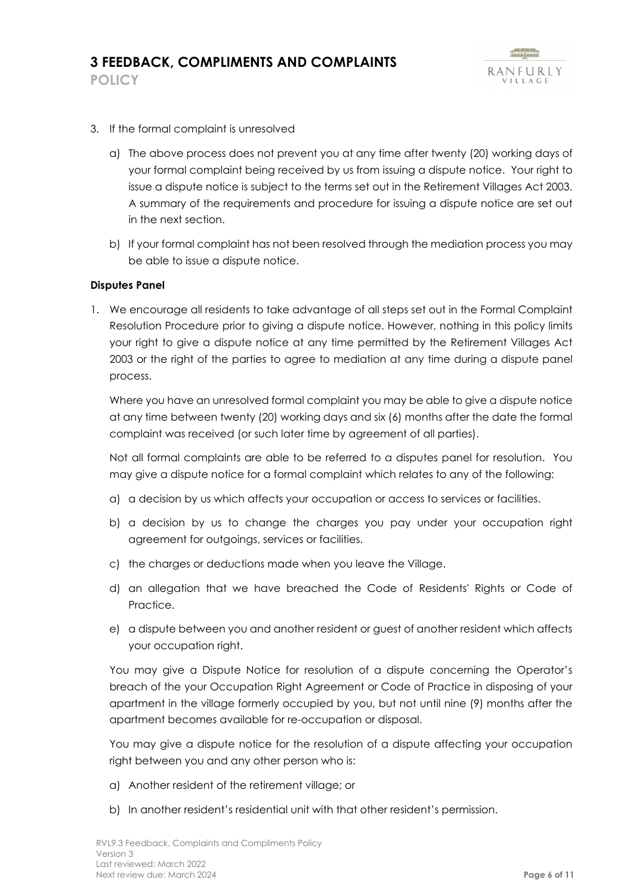3. If the formal complaint is unresolved

   a) The above process does not prevent you at any time after twenty (20) working days of your formal complaint being received by us from issuing a dispute notice. Your right to issue a dispute notice is subject to the terms set out in the Retirement Villages Act 2003. A summary of the requirements and procedure for issuing a dispute notice are set out in the next section.

   b) If your formal complaint has not been resolved through the mediation process you may be able to issue a dispute notice.

**Disputes Panel**

1. We encourage all residents to take advantage of all steps set out in the Formal Complaint Resolution Procedure prior to giving a dispute notice. However, nothing in this policy limits your right to give a dispute notice at any time permitted by the Retirement Villages Act 2003 or the right of the parties to agree to mediation at any time during a dispute panel process.

   Where you have an unresolved formal complaint you may be able to give a dispute notice at any time between twenty (20) working days and six (6) months after the date the formal complaint was received (or such later time by agreement of all parties).

   Not all formal complaints are able to be referred to a disputes panel for resolution. You may give a dispute notice for a formal complaint which relates to any of the following:

   a) a decision by us which affects your occupation or access to services or facilities.

   b) a decision by us to change the charges you pay under your occupation right agreement for outgoings, services or facilities.

   c) the charges or deductions made when you leave the Village.

   d) an allegation that we have breached the Code of Residents' Rights or Code of Practice.

   e) a dispute between you and another resident or guest of another resident which affects your occupation right.

   You may give a Dispute Notice for resolution of a dispute concerning the Operator's breach of the your Occupation Right Agreement or Code of Practice in disposing of your apartment in the village formerly occupied by you, but not until nine (9) months after the apartment becomes available for re-occupation or disposal.

   You may give a dispute notice for the resolution of a dispute affecting your occupation right between you and any other person who is:

   a) Another resident of the retirement village; or

   b) In another resident's residential unit with that other resident's permission.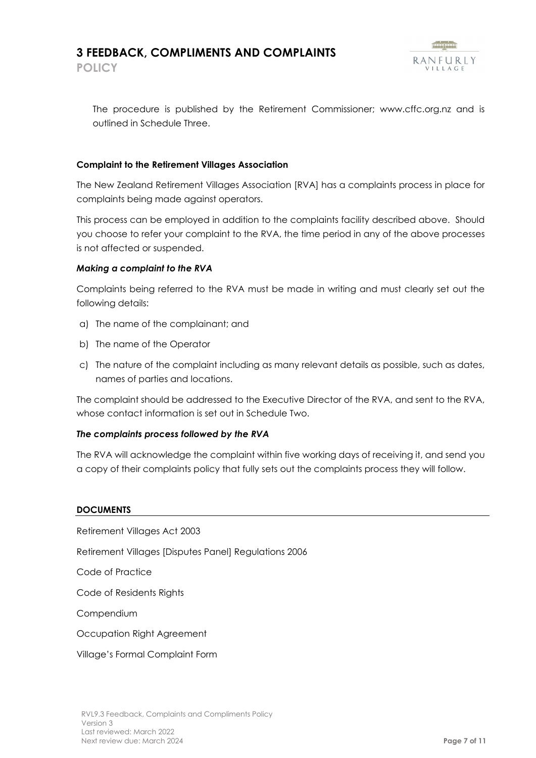The procedure is published by the Retirement Commissioner; www.cffc.org.nz and is outlined in Schedule Three.

**Complaint to the Retirement Villages Association**

The New Zealand Retirement Villages Association [RVA] has a complaints process in place for complaints being made against operators.

This process can be employed in addition to the complaints facility described above. Should you choose to refer your complaint to the RVA, the time period in any of the above processes is not affected or suspended.

***Making a complaint to the RVA***

Complaints being referred to the RVA must be made in writing and must clearly set out the following details:

a) The name of the complainant; and

b) The name of the Operator

c) The nature of the complaint including as many relevant details as possible, such as dates, names of parties and locations.

The complaint should be addressed to the Executive Director of the RVA, and sent to the RVA, whose contact information is set out in Schedule Two.

***The complaints process followed by the RVA***

The RVA will acknowledge the complaint within five working days of receiving it, and send you a copy of their complaints policy that fully sets out the complaints process they will follow.

**DOCUMENTS**

Retirement Villages Act 2003

Retirement Villages [Disputes Panel] Regulations 2006

Code of Practice

Code of Residents Rights

Compendium

Occupation Right Agreement

Village's Formal Complaint Form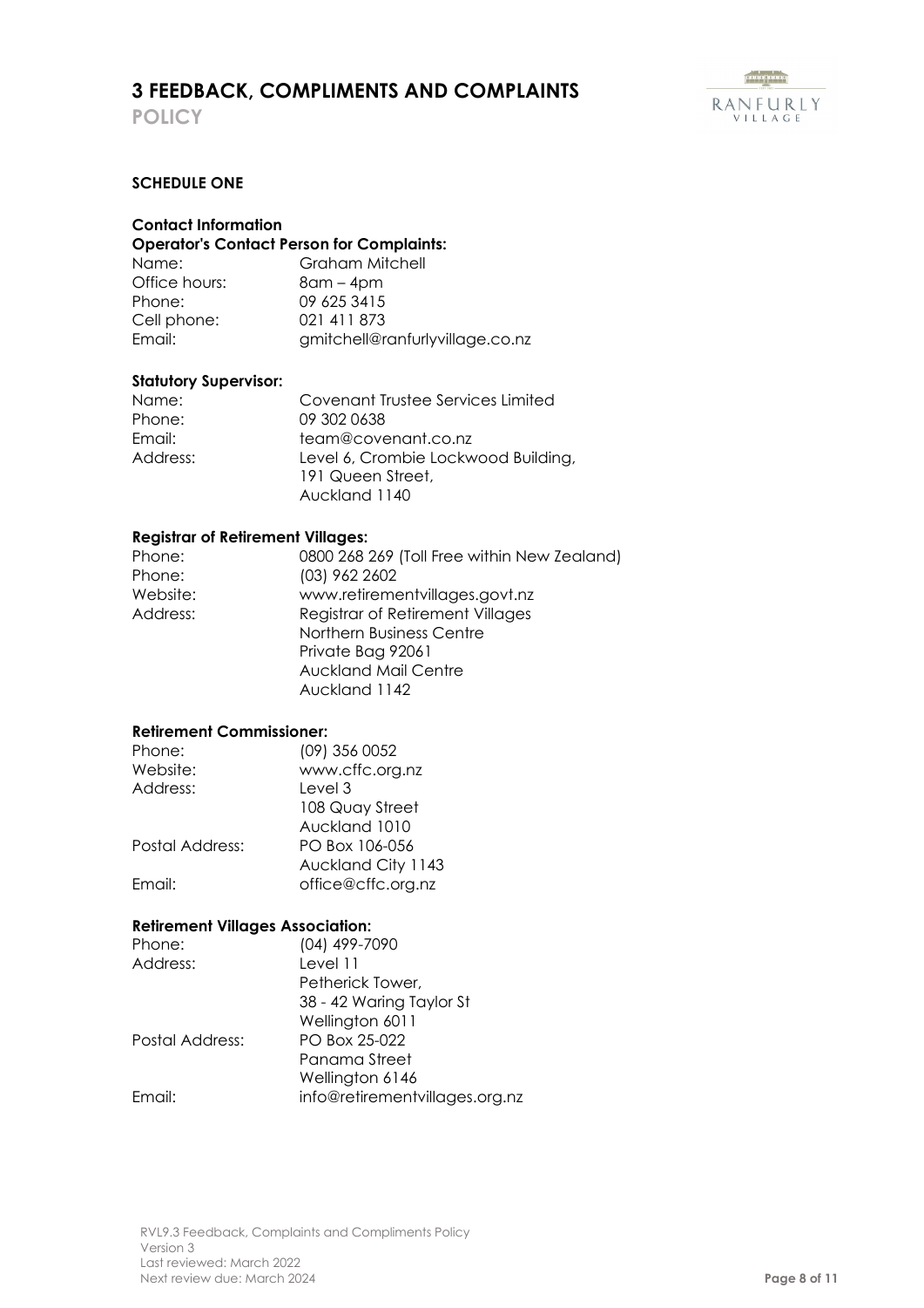## SCHEDULE ONE

### Contact Information

**Operator's Contact Person for Complaints:**

| | |
|---|---|
| Name: | Graham Mitchell |
| Office hours: | 8am – 4pm |
| Phone: | 09 625 3415 |
| Cell phone: | 021 411 873 |
| Email: | gmitchell@ranfurlyvillage.co.nz |

**Statutory Supervisor:**

| | |
|---|---|
| Name: | Covenant Trustee Services Limited |
| Phone: | 09 302 0638 |
| Email: | team@covenant.co.nz |
| Address: | Level 6, Crombie Lockwood Building, 191 Queen Street, Auckland 1140 |

**Registrar of Retirement Villages:**

| | |
|---|---|
| Phone: | 0800 268 269 (Toll Free within New Zealand) |
| Phone: | (03) 962 2602 |
| Website: | www.retirementvillages.govt.nz |
| Address: | Registrar of Retirement Villages<br>Northern Business Centre<br>Private Bag 92061<br>Auckland Mail Centre<br>Auckland 1142 |

**Retirement Commissioner:**

| | |
|---|---|
| Phone: | (09) 356 0052 |
| Website: | www.cffc.org.nz |
| Address: | Level 3<br>108 Quay Street<br>Auckland 1010 |
| Postal Address: | PO Box 106-056<br>Auckland City 1143 |
| Email: | office@cffc.org.nz |

**Retirement Villages Association:**

| | |
|---|---|
| Phone: | (04) 499-7090 |
| Address: | Level 11<br>Petherick Tower,<br>38 - 42 Waring Taylor St<br>Wellington 6011 |
| Postal Address: | PO Box 25-022<br>Panama Street<br>Wellington 6146 |
| Email: | info@retirementvillages.org.nz |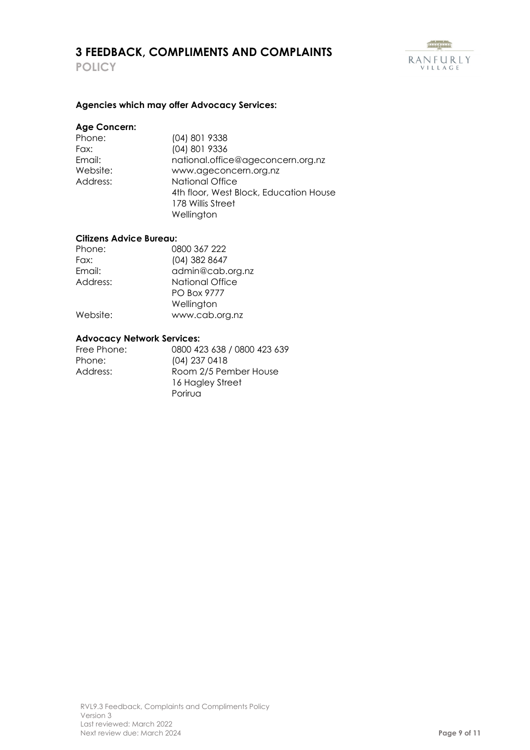**Agencies which may offer Advocacy Services:**

**Age Concern:**

| | |
|---|---|
| Phone: | (04) 801 9338 |
| Fax: | (04) 801 9336 |
| Email: | national.office@ageconcern.org.nz |
| Website: | www.ageconcern.org.nz |
| Address: | National Office<br>4th floor, West Block, Education House<br>178 Willis Street<br>Wellington |

**Citizens Advice Bureau:**

| | |
|---|---|
| Phone: | 0800 367 222 |
| Fax: | (04) 382 8647 |
| Email: | admin@cab.org.nz |
| Address: | National Office<br>PO Box 9777<br>Wellington |
| Website: | www.cab.org.nz |

**Advocacy Network Services:**

| | |
|---|---|
| Free Phone: | 0800 423 638 / 0800 423 639 |
| Phone: | (04) 237 0418 |
| Address: | Room 2/5 Pember House<br>16 Hagley Street<br>Porirua |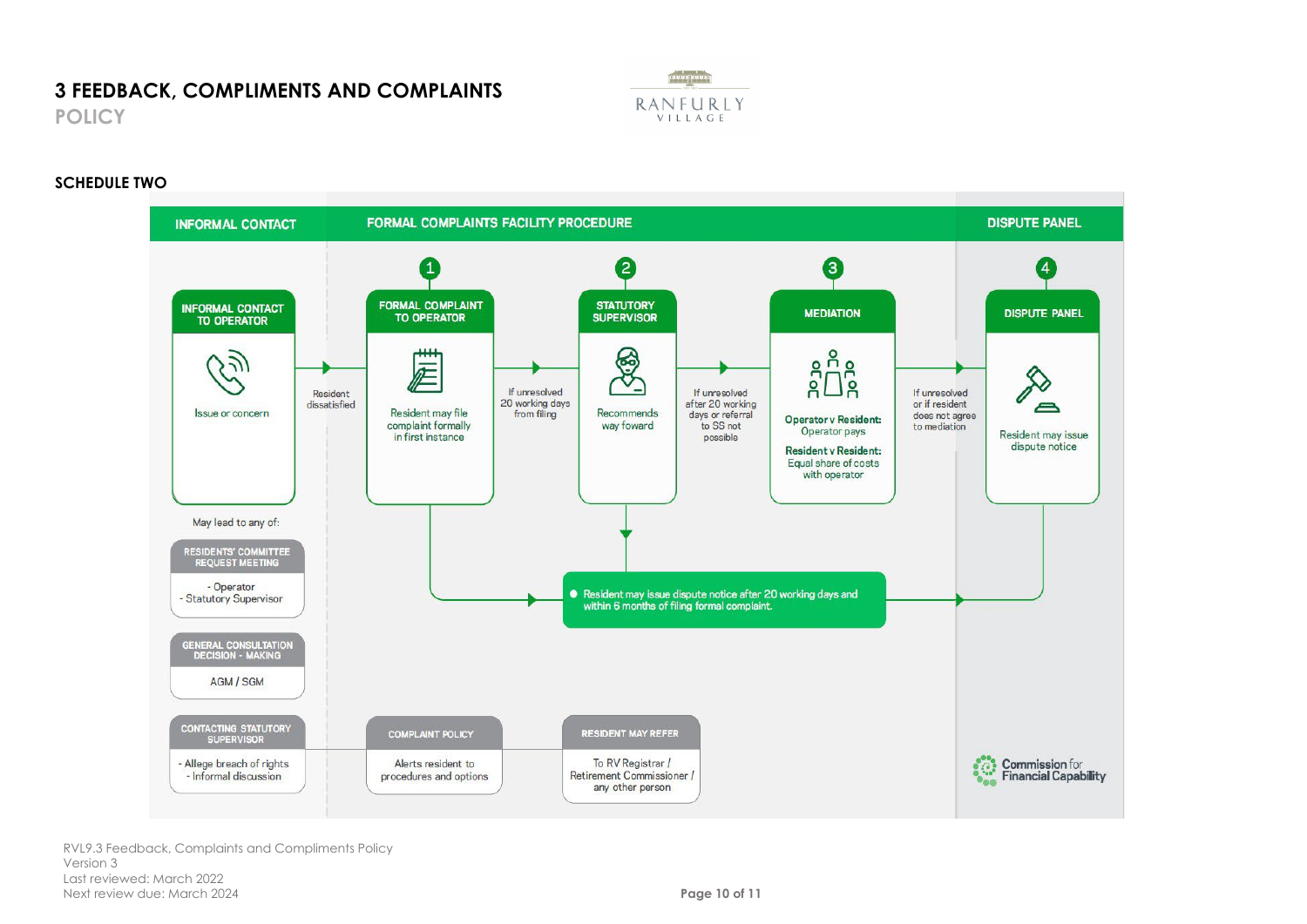# 3 FEEDBACK, COMPLIMENTS AND COMPLAINTS POLICY

RANFURLY VILLAGE

### SCHEDULE TWO

INFORMAL CONTACT

FORMAL COMPLAINTS FACILITY PROCEDURE

DISPUTE PANEL

INFORMAL CONTACT TO OPERATOR

Issue or concern

Resident dissatisfied

1

FORMAL COMPLAINT TO OPERATOR

Resident may file complaint formally in first instance

If unresolved 20 working days from filing

2

STATUTORY SUPERVISOR

Recommends way foward

If unresolved after 20 working days or referral to SS not possible

3

MEDIATION

**Operator v Resident:** Operator pays

**Resident v Resident:** Equal share of costs with operator

If unresolved or if resident does not agree to mediation

4

DISPUTE PANEL

Resident may issue dispute notice

- Resident may issue dispute notice after 20 working days and within 6 months of filing formal complaint.

May lead to any of:

RESIDENTS' COMMITTEE REQUEST MEETING

- Operator
- Statutory Supervisor

GENERAL CONSULTATION DECISION - MAKING

AGM / SGM

CONTACTING STATUTORY SUPERVISOR

- Allege breach of rights
- Informal discussion

COMPLAINT POLICY

Alerts resident to procedures and options

RESIDENT MAY REFER

To RV Registrar / Retirement Commissioner / any other person

Commission for Financial Capability

RVL9.3 Feedback, Complaints and Compliments Policy
Version 3
Last reviewed: March 2022
Next review due: March 2024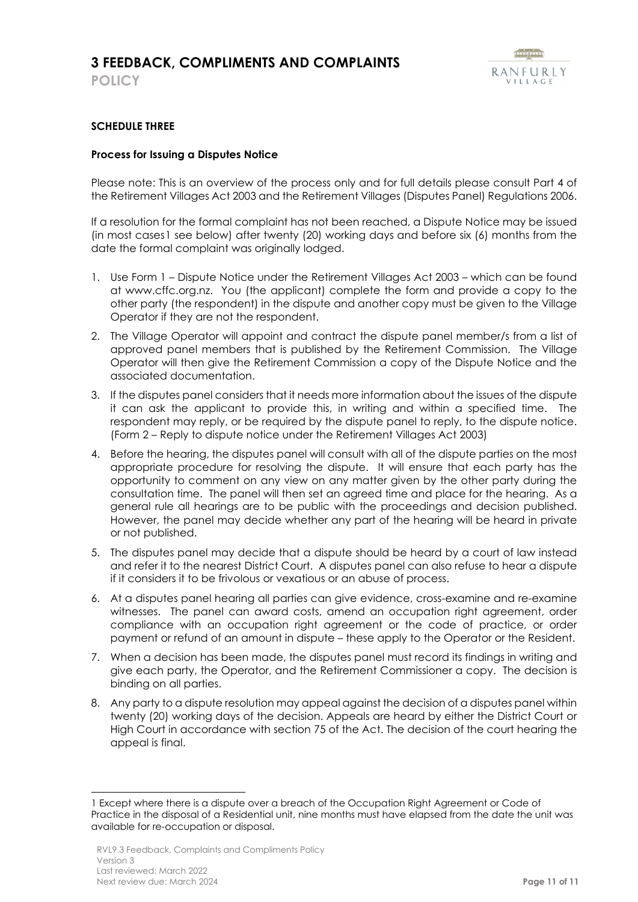**SCHEDULE THREE**

**Process for Issuing a Disputes Notice**

Please note: This is an overview of the process only and for full details please consult Part 4 of the Retirement Villages Act 2003 and the Retirement Villages (Disputes Panel) Regulations 2006.

If a resolution for the formal complaint has not been reached, a Dispute Notice may be issued (in most cases[1] see below) after twenty (20) working days and before six (6) months from the date the formal complaint was originally lodged.

1. Use Form 1 – Dispute Notice under the Retirement Villages Act 2003 – which can be found at www.cffc.org.nz. You (the applicant) complete the form and provide a copy to the other party (the respondent) in the dispute and another copy must be given to the Village Operator if they are not the respondent.
2. The Village Operator will appoint and contract the dispute panel member/s from a list of approved panel members that is published by the Retirement Commission. The Village Operator will then give the Retirement Commission a copy of the Dispute Notice and the associated documentation.
3. If the disputes panel considers that it needs more information about the issues of the dispute it can ask the applicant to provide this, in writing and within a specified time. The respondent may reply, or be required by the dispute panel to reply, to the dispute notice. (Form 2 – Reply to dispute notice under the Retirement Villages Act 2003)
4. Before the hearing, the disputes panel will consult with all of the dispute parties on the most appropriate procedure for resolving the dispute. It will ensure that each party has the opportunity to comment on any view on any matter given by the other party during the consultation time. The panel will then set an agreed time and place for the hearing. As a general rule all hearings are to be public with the proceedings and decision published. However, the panel may decide whether any part of the hearing will be heard in private or not published.
5. The disputes panel may decide that a dispute should be heard by a court of law instead and refer it to the nearest District Court. A disputes panel can also refuse to hear a dispute if it considers it to be frivolous or vexatious or an abuse of process.
6. At a disputes panel hearing all parties can give evidence, cross-examine and re-examine witnesses. The panel can award costs, amend an occupation right agreement, order compliance with an occupation right agreement or the code of practice, or order payment or refund of an amount in dispute – these apply to the Operator or the Resident.
7. When a decision has been made, the disputes panel must record its findings in writing and give each party, the Operator, and the Retirement Commissioner a copy. The decision is binding on all parties.
8. Any party to a dispute resolution may appeal against the decision of a disputes panel within twenty (20) working days of the decision. Appeals are heard by either the District Court or High Court in accordance with section 75 of the Act. The decision of the court hearing the appeal is final.

---

[1] Except where there is a dispute over a breach of the Occupation Right Agreement or Code of Practice in the disposal of a Residential unit, nine months must have elapsed from the date the unit was available for re-occupation or disposal.